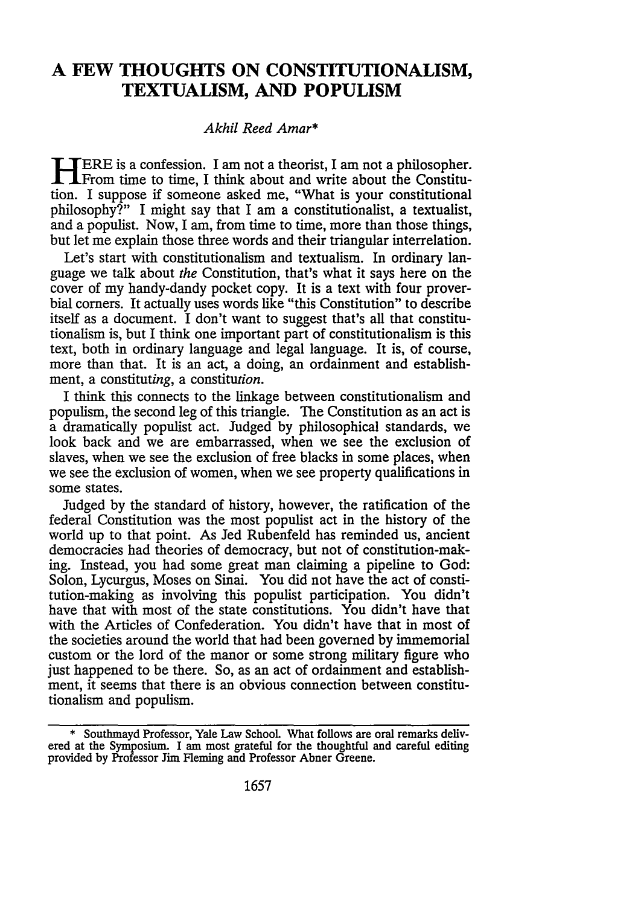# A FEW THOUGHTS ON CONSTITUTIONALISM, TEXTUALISM, AND POPULISM

*Akhil Reed Amar**

HERE is a confession. I am not a theorist, I am not a philosopher. From time to time, I think about and write about the Constitution. I suppose if someone asked me, "What is your constitutional philosophy?" I might say that I am a constitutionalist, a textualist, and a populist. Now, I am, from time to time, more than those things, but let me explain those three words and their triangular interrelation.

Let's start with constitutionalism and textualism. In ordinary language we talk about *the* Constitution, that's what it says here on the cover of my handy-dandy pocket copy. It is a text with four proverbial corners. It actually uses words like "this Constitution" to describe itself as a document. I don't want to suggest that's all that constitutionalism is, but I think one important part of constitutionalism is this text, both in ordinary language and legal language. It is, of course, more than that. It is an act, a doing, an ordainment and establishment, a constitut*ing*, a constitut*ion*.

I think this connects to the linkage between constitutionalism and populism, the second leg of this triangle. The Constitution as an act is a dramatically populist act. Judged by philosophical standards, we look back and we are embarrassed, when we see the exclusion of slaves, when we see the exclusion of free blacks in some places, when we see the exclusion of women, when we see property qualifications in some states.

Judged by the standard of history, however, the ratification of the federal Constitution was the most populist act in the history of the world up to that point. As Jed Rubenfeld has reminded us, ancient democracies had theories of democracy, but not of constitution-making. Instead, you had some great man claiming a pipeline to God: Solon, Lycurgus, Moses on Sinai. You did not have the act of constitution-making as involving this populist participation. You didn't have that with most of the state constitutions. You didn't have that with the Articles of Confederation. You didn't have that in most of the societies around the world that had been governed by immemorial custom or the lord of the manor or some strong military figure who just happened to be there. So, as an act of ordainment and establishment, it seems that there is an obvious connection between constitutionalism and populism.

---

\* Southmayd Professor, Yale Law School. What follows are oral remarks delivered at the Symposium. I am most grateful for the thoughtful and careful editing provided by Professor Jim Fleming and Professor Abner Greene.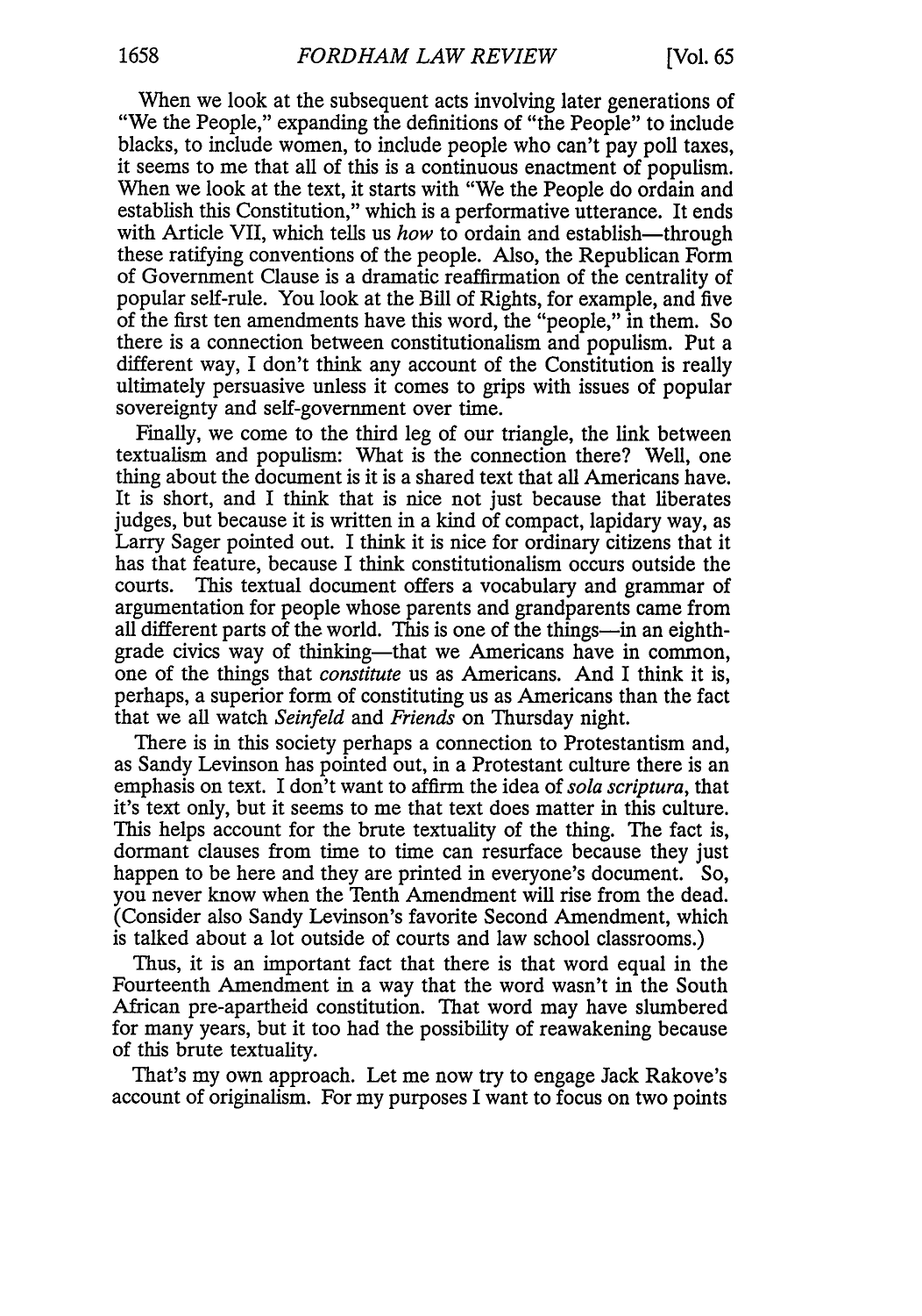When we look at the subsequent acts involving later generations of "We the People," expanding the definitions of "the People" to include blacks, to include women, to include people who can't pay poll taxes, it seems to me that all of this is a continuous enactment of populism. When we look at the text, it starts with "We the People do ordain and establish this Constitution," which is a performative utterance. It ends with Article VII, which tells us *how* to ordain and establish—through these ratifying conventions of the people. Also, the Republican Form of Government Clause is a dramatic reaffirmation of the centrality of popular self-rule. You look at the Bill of Rights, for example, and five of the first ten amendments have this word, the "people," in them. So there is a connection between constitutionalism and populism. Put a different way, I don't think any account of the Constitution is really ultimately persuasive unless it comes to grips with issues of popular sovereignty and self-government over time.

Finally, we come to the third leg of our triangle, the link between textualism and populism: What is the connection there? Well, one thing about the document is it is a shared text that all Americans have. It is short, and I think that is nice not just because that liberates judges, but because it is written in a kind of compact, lapidary way, as Larry Sager pointed out. I think it is nice for ordinary citizens that it has that feature, because I think constitutionalism occurs outside the courts. This textual document offers a vocabulary and grammar of argumentation for people whose parents and grandparents came from all different parts of the world. This is one of the things—in an eighth-grade civics way of thinking—that we Americans have in common, one of the things that *constitute* us as Americans. And I think it is, perhaps, a superior form of constituting us as Americans than the fact that we all watch *Seinfeld* and *Friends* on Thursday night.

There is in this society perhaps a connection to Protestantism and, as Sandy Levinson has pointed out, in a Protestant culture there is an emphasis on text. I don't want to affirm the idea of *sola scriptura*, that it's text only, but it seems to me that text does matter in this culture. This helps account for the brute textuality of the thing. The fact is, dormant clauses from time to time can resurface because they just happen to be here and they are printed in everyone's document. So, you never know when the Tenth Amendment will rise from the dead. (Consider also Sandy Levinson's favorite Second Amendment, which is talked about a lot outside of courts and law school classrooms.)

Thus, it is an important fact that there is that word equal in the Fourteenth Amendment in a way that the word wasn't in the South African pre-apartheid constitution. That word may have slumbered for many years, but it too had the possibility of reawakening because of this brute textuality.

That's my own approach. Let me now try to engage Jack Rakove's account of originalism. For my purposes I want to focus on two points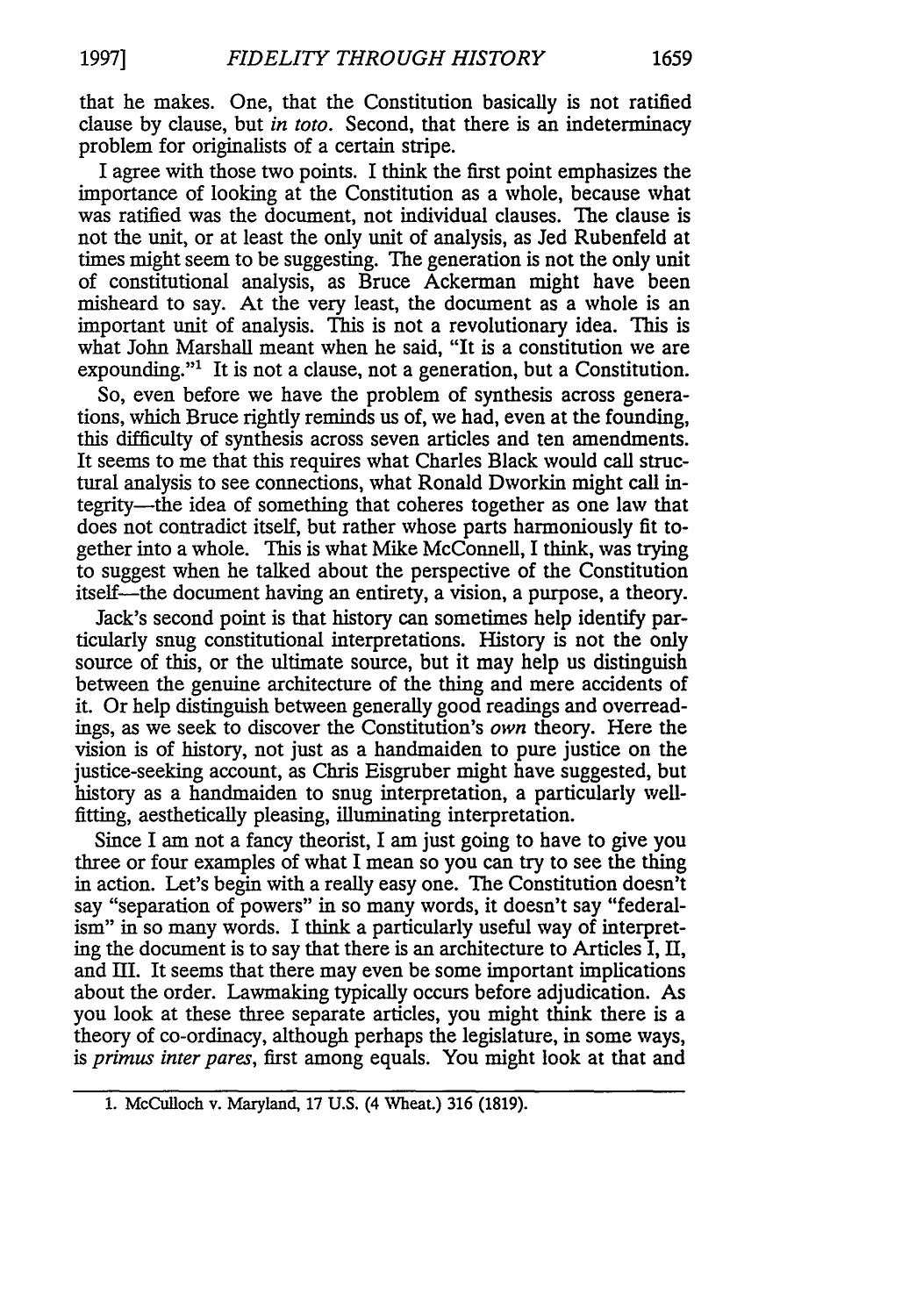that he makes. One, that the Constitution basically is not ratified clause by clause, but *in toto*. Second, that there is an indeterminacy problem for originalists of a certain stripe.

I agree with those two points. I think the first point emphasizes the importance of looking at the Constitution as a whole, because what was ratified was the document, not individual clauses. The clause is not the unit, or at least the only unit of analysis, as Jed Rubenfeld at times might seem to be suggesting. The generation is not the only unit of constitutional analysis, as Bruce Ackerman might have been misheard to say. At the very least, the document as a whole is an important unit of analysis. This is not a revolutionary idea. This is what John Marshall meant when he said, "It is a constitution we are expounding."[1] It is not a clause, not a generation, but a Constitution.

So, even before we have the problem of synthesis across generations, which Bruce rightly reminds us of, we had, even at the founding, this difficulty of synthesis across seven articles and ten amendments. It seems to me that this requires what Charles Black would call structural analysis to see connections, what Ronald Dworkin might call integrity—the idea of something that coheres together as one law that does not contradict itself, but rather whose parts harmoniously fit together into a whole. This is what Mike McConnell, I think, was trying to suggest when he talked about the perspective of the Constitution itself—the document having an entirety, a vision, a purpose, a theory.

Jack's second point is that history can sometimes help identify particularly snug constitutional interpretations. History is not the only source of this, or the ultimate source, but it may help us distinguish between the genuine architecture of the thing and mere accidents of it. Or help distinguish between generally good readings and overreadings, as we seek to discover the Constitution's *own* theory. Here the vision is of history, not just as a handmaiden to pure justice on the justice-seeking account, as Chris Eisgruber might have suggested, but history as a handmaiden to snug interpretation, a particularly well-fitting, aesthetically pleasing, illuminating interpretation.

Since I am not a fancy theorist, I am just going to have to give you three or four examples of what I mean so you can try to see the thing in action. Let's begin with a really easy one. The Constitution doesn't say "separation of powers" in so many words, it doesn't say "federalism" in so many words. I think a particularly useful way of interpreting the document is to say that there is an architecture to Articles I, II, and III. It seems that there may even be some important implications about the order. Lawmaking typically occurs before adjudication. As you look at these three separate articles, you might think there is a theory of co-ordinacy, although perhaps the legislature, in some ways, is *primus inter pares*, first among equals. You might look at that and

1. McCulloch v. Maryland, 17 U.S. (4 Wheat.) 316 (1819).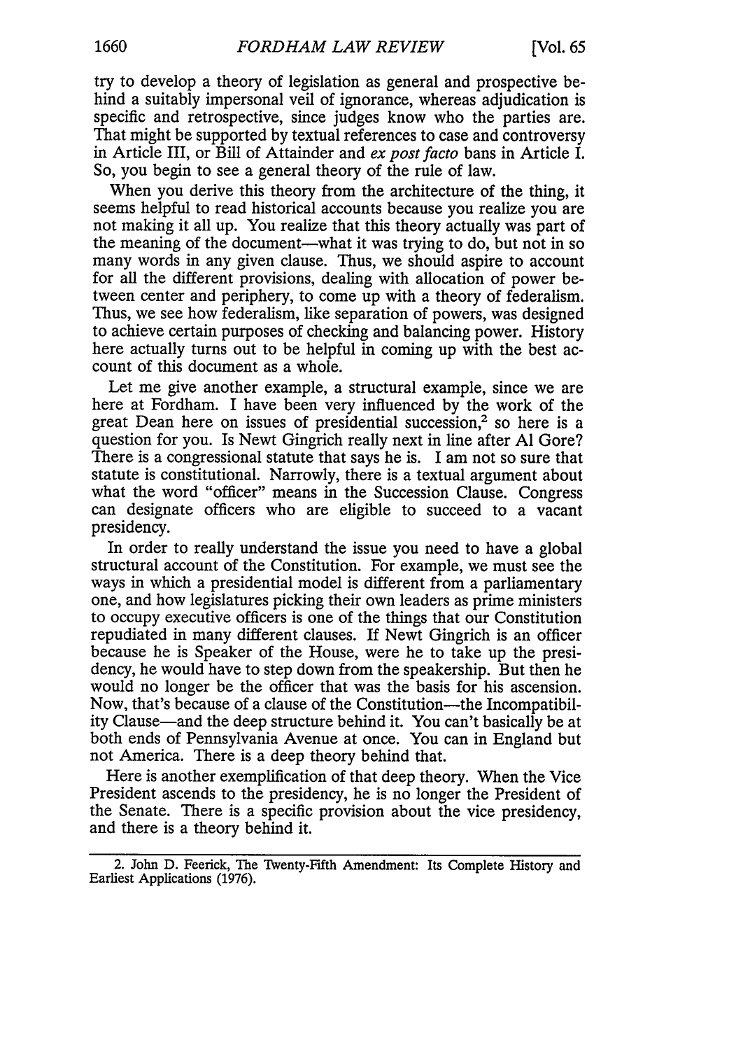try to develop a theory of legislation as general and prospective behind a suitably impersonal veil of ignorance, whereas adjudication is specific and retrospective, since judges know who the parties are. That might be supported by textual references to case and controversy in Article III, or Bill of Attainder and *ex post facto* bans in Article I. So, you begin to see a general theory of the rule of law.

When you derive this theory from the architecture of the thing, it seems helpful to read historical accounts because you realize you are not making it all up. You realize that this theory actually was part of the meaning of the document—what it was trying to do, but not in so many words in any given clause. Thus, we should aspire to account for all the different provisions, dealing with allocation of power between center and periphery, to come up with a theory of federalism. Thus, we see how federalism, like separation of powers, was designed to achieve certain purposes of checking and balancing power. History here actually turns out to be helpful in coming up with the best account of this document as a whole.

Let me give another example, a structural example, since we are here at Fordham. I have been very influenced by the work of the great Dean here on issues of presidential succession,[2] so here is a question for you. Is Newt Gingrich really next in line after Al Gore? There is a congressional statute that says he is. I am not so sure that statute is constitutional. Narrowly, there is a textual argument about what the word "officer" means in the Succession Clause. Congress can designate officers who are eligible to succeed to a vacant presidency.

In order to really understand the issue you need to have a global structural account of the Constitution. For example, we must see the ways in which a presidential model is different from a parliamentary one, and how legislatures picking their own leaders as prime ministers to occupy executive officers is one of the things that our Constitution repudiated in many different clauses. If Newt Gingrich is an officer because he is Speaker of the House, were he to take up the presidency, he would have to step down from the speakership. But then he would no longer be the officer that was the basis for his ascension. Now, that's because of a clause of the Constitution—the Incompatibility Clause—and the deep structure behind it. You can't basically be at both ends of Pennsylvania Avenue at once. You can in England but not America. There is a deep theory behind that.

Here is another exemplification of that deep theory. When the Vice President ascends to the presidency, he is no longer the President of the Senate. There is a specific provision about the vice presidency, and there is a theory behind it.

2. John D. Feerick, The Twenty-Fifth Amendment: Its Complete History and Earliest Applications (1976).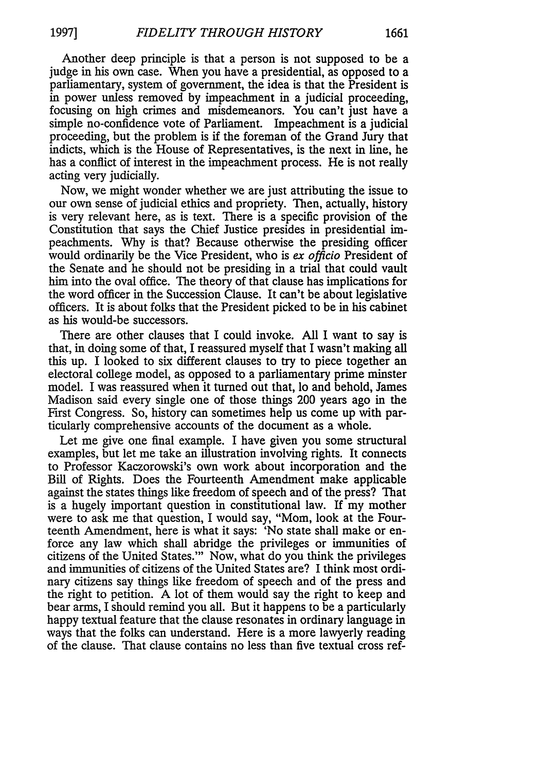Another deep principle is that a person is not supposed to be a judge in his own case. When you have a presidential, as opposed to a parliamentary, system of government, the idea is that the President is in power unless removed by impeachment in a judicial proceeding, focusing on high crimes and misdemeanors. You can't just have a simple no-confidence vote of Parliament. Impeachment is a judicial proceeding, but the problem is if the foreman of the Grand Jury that indicts, which is the House of Representatives, is the next in line, he has a conflict of interest in the impeachment process. He is not really acting very judicially.

Now, we might wonder whether we are just attributing the issue to our own sense of judicial ethics and propriety. Then, actually, history is very relevant here, as is text. There is a specific provision of the Constitution that says the Chief Justice presides in presidential impeachments. Why is that? Because otherwise the presiding officer would ordinarily be the Vice President, who is *ex officio* President of the Senate and he should not be presiding in a trial that could vault him into the oval office. The theory of that clause has implications for the word officer in the Succession Clause. It can't be about legislative officers. It is about folks that the President picked to be in his cabinet as his would-be successors.

There are other clauses that I could invoke. All I want to say is that, in doing some of that, I reassured myself that I wasn't making all this up. I looked to six different clauses to try to piece together an electoral college model, as opposed to a parliamentary prime minster model. I was reassured when it turned out that, lo and behold, James Madison said every single one of those things 200 years ago in the First Congress. So, history can sometimes help us come up with particularly comprehensive accounts of the document as a whole.

Let me give one final example. I have given you some structural examples, but let me take an illustration involving rights. It connects to Professor Kaczorowski's own work about incorporation and the Bill of Rights. Does the Fourteenth Amendment make applicable against the states things like freedom of speech and of the press? That is a hugely important question in constitutional law. If my mother were to ask me that question, I would say, "Mom, look at the Fourteenth Amendment, here is what it says: 'No state shall make or enforce any law which shall abridge the privileges or immunities of citizens of the United States.'" Now, what do you think the privileges and immunities of citizens of the United States are? I think most ordinary citizens say things like freedom of speech and of the press and the right to petition. A lot of them would say the right to keep and bear arms, I should remind you all. But it happens to be a particularly happy textual feature that the clause resonates in ordinary language in ways that the folks can understand. Here is a more lawyerly reading of the clause. That clause contains no less than five textual cross ref-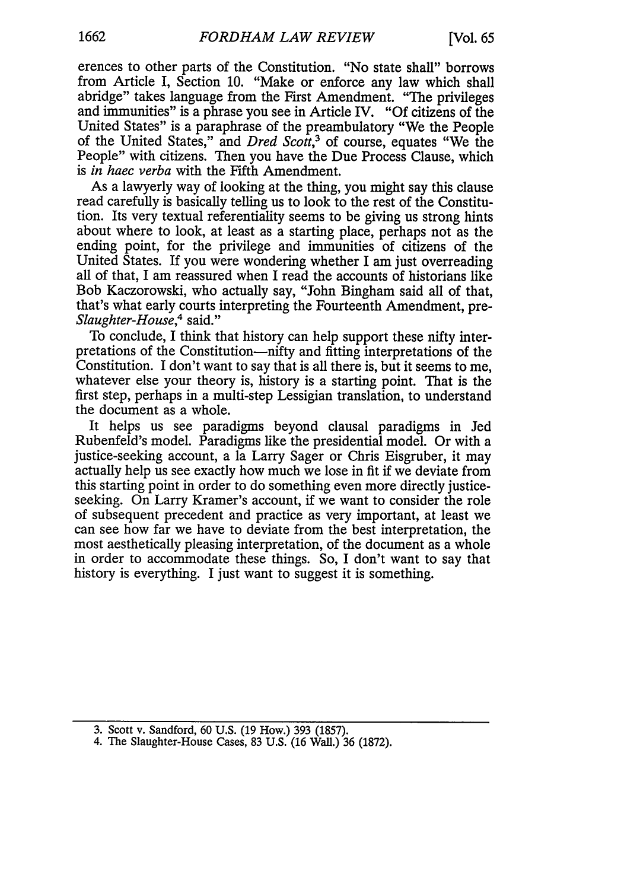erences to other parts of the Constitution. "No state shall" borrows from Article I, Section 10. "Make or enforce any law which shall abridge" takes language from the First Amendment. "The privileges and immunities" is a phrase you see in Article IV. "Of citizens of the United States" is a paraphrase of the preambulatory "We the People of the United States," and *Dred Scott*,[3] of course, equates "We the People" with citizens. Then you have the Due Process Clause, which is *in haec verba* with the Fifth Amendment.

As a lawyerly way of looking at the thing, you might say this clause read carefully is basically telling us to look to the rest of the Constitution. Its very textual referentiality seems to be giving us strong hints about where to look, at least as a starting place, perhaps not as the ending point, for the privilege and immunities of citizens of the United States. If you were wondering whether I am just overreading all of that, I am reassured when I read the accounts of historians like Bob Kaczorowski, who actually say, "John Bingham said all of that, that's what early courts interpreting the Fourteenth Amendment, pre-*Slaughter-House*,[4] said."

To conclude, I think that history can help support these nifty interpretations of the Constitution—nifty and fitting interpretations of the Constitution. I don't want to say that is all there is, but it seems to me, whatever else your theory is, history is a starting point. That is the first step, perhaps in a multi-step Lessigian translation, to understand the document as a whole.

It helps us see paradigms beyond clausal paradigms in Jed Rubenfeld's model. Paradigms like the presidential model. Or with a justice-seeking account, a la Larry Sager or Chris Eisgruber, it may actually help us see exactly how much we lose in fit if we deviate from this starting point in order to do something even more directly justice-seeking. On Larry Kramer's account, if we want to consider the role of subsequent precedent and practice as very important, at least we can see how far we have to deviate from the best interpretation, the most aesthetically pleasing interpretation, of the document as a whole in order to accommodate these things. So, I don't want to say that history is everything. I just want to suggest it is something.

---

3. Scott v. Sandford, 60 U.S. (19 How.) 393 (1857).
4. The Slaughter-House Cases, 83 U.S. (16 Wall.) 36 (1872).